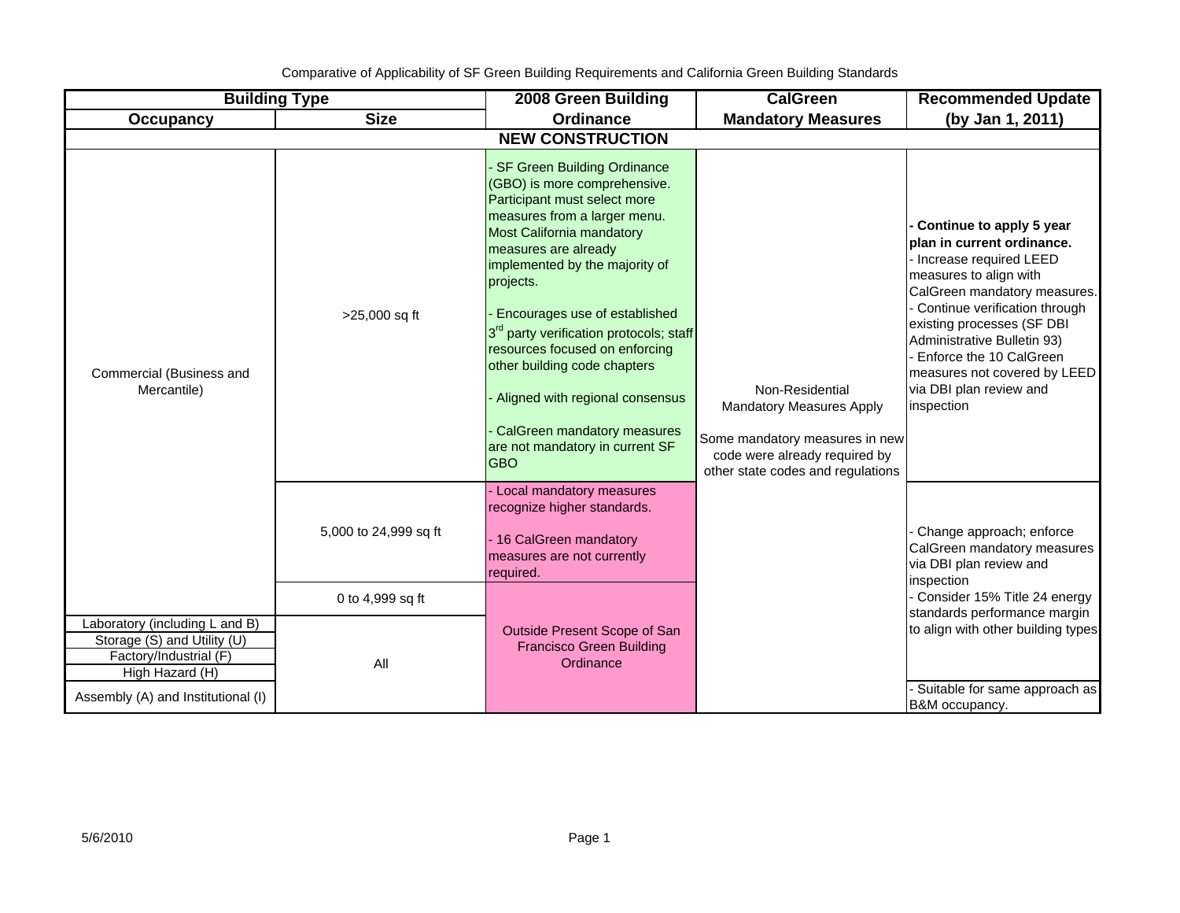Comparative of Applicability of SF Green Building Requirements and California Green Building Standards

| Building Type | | 2008 Green Building | CalGreen | Recommended Update |
|---|---|---|---|---|
| **Occupancy** | **Size** | **Ordinance** | **Mandatory Measures** | **(by Jan 1, 2011)** |
| **NEW CONSTRUCTION** | | | | |
| Commercial (Business and Mercantile) | >25,000 sq ft | - SF Green Building Ordinance (GBO) is more comprehensive. Participant must select more measures from a larger menu. Most California mandatory measures are already implemented by the majority of projects.<br><br>- Encourages use of established 3rd party verification protocols; staff resources focused on enforcing other building code chapters<br><br>- Aligned with regional consensus<br><br>- CalGreen mandatory measures are not mandatory in current SF GBO | Non-Residential Mandatory Measures Apply<br><br>Some mandatory measures in new code were already required by other state codes and regulations | **- Continue to apply 5 year plan in current ordinance.**<br>- Increase required LEED measures to align with CalGreen mandatory measures.<br>- Continue verification through existing processes (SF DBI Administrative Bulletin 93)<br>- Enforce the 10 CalGreen measures not covered by LEED via DBI plan review and inspection |
| | 5,000 to 24,999 sq ft | - Local mandatory measures recognize higher standards.<br><br>- 16 CalGreen mandatory measures are not currently required. | | - Change approach; enforce CalGreen mandatory measures via DBI plan review and inspection<br>- Consider 15% Title 24 energy standards performance margin to align with other building types |
| | 0 to 4,999 sq ft | Outside Present Scope of San Francisco Green Building Ordinance | | |
| Laboratory (including L and B) | All | | | |
| Storage (S) and Utility (U) | | | | |
| Factory/Industrial (F) | | | | |
| High Hazard (H) | | | | |
| Assembly (A) and Institutional (I) | | | | - Suitable for same approach as B&M occupancy. |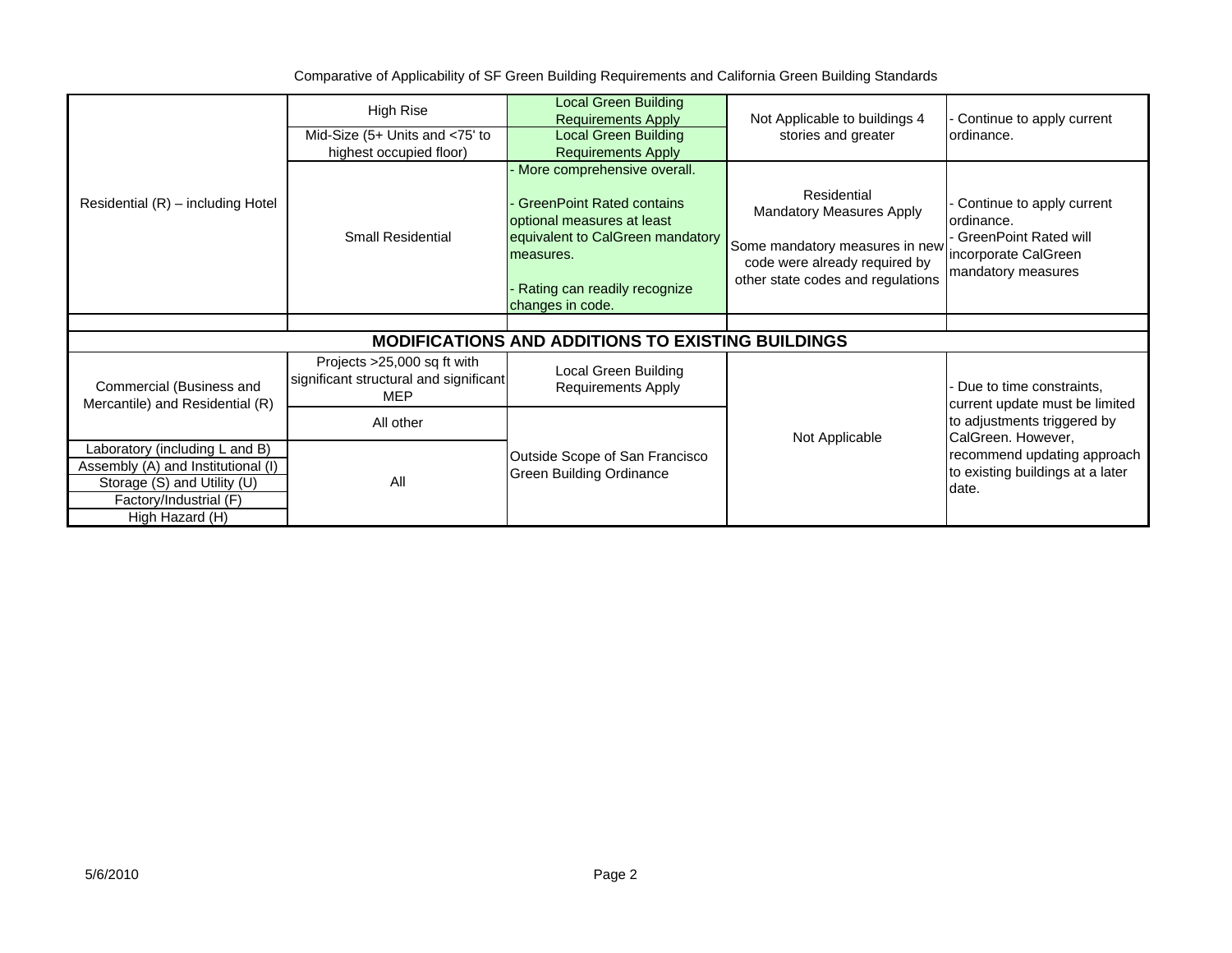Comparative of Applicability of SF Green Building Requirements and California Green Building Standards

| | | | | |
|---|---|---|---|---|
| Residential (R) – including Hotel | High Rise | Local Green Building Requirements Apply | Not Applicable to buildings 4 stories and greater | - Continue to apply current ordinance. |
| | Mid-Size (5+ Units and <75' to highest occupied floor) | Local Green Building Requirements Apply | | |
| | Small Residential | - More comprehensive overall.<br>- GreenPoint Rated contains optional measures at least equivalent to CalGreen mandatory measures.<br>- Rating can readily recognize changes in code. | Residential Mandatory Measures Apply<br>Some mandatory measures in new code were already required by other state codes and regulations | - Continue to apply current ordinance.<br>- GreenPoint Rated will incorporate CalGreen mandatory measures |
| | | | | |
| **MODIFICATIONS AND ADDITIONS TO EXISTING BUILDINGS** | | | | |
| Commercial (Business and Mercantile) and Residential (R) | Projects >25,000 sq ft with significant structural and significant MEP | Local Green Building Requirements Apply | Not Applicable | - Due to time constraints, current update must be limited to adjustments triggered by CalGreen. However, recommend updating approach to existing buildings at a later date. |
| | All other | Outside Scope of San Francisco Green Building Ordinance | | |
| Laboratory (including L and B) | All | | | |
| Assembly (A) and Institutional (I) | | | | |
| Storage (S) and Utility (U) | | | | |
| Factory/Industrial (F) | | | | |
| High Hazard (H) | | | | |

5/6/2010